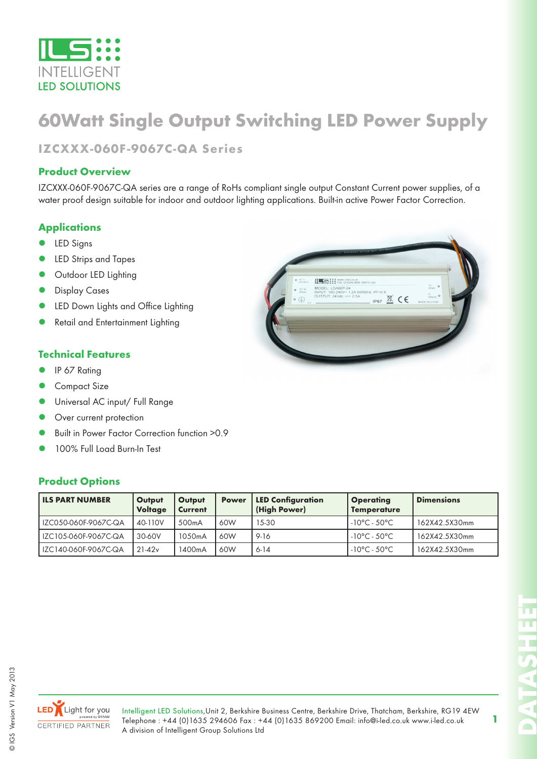# 60Watt Single Output Switching LED Power Supply

## IZCXXX-060F-9067C-QA Series

### Product Overview

IZCXXX-060F-9067C-QA series are a range of RoHs compliant single output Constant Current power supplies, of a water proof design suitable for indoor and outdoor lighting applications. Built-in active Power Factor Correction.

### Applications

- LED Signs
- LED Strips and Tapes
- Outdoor LED Lighting
- Display Cases
- LED Down Lights and Office Lighting
- Retail and Entertainment Lighting

### Technical Features

- IP 67 Rating
- Compact Size
- Universal AC input/ Full Range
- Over current protection
- Built in Power Factor Correction function >0.9
- 100% Full Load Burn-In Test

### Product Options

| ILS PART NUMBER | Output Voltage | Output Current | Power | LED Configuration (High Power) | Operating Temperature | Dimensions |
|---|---|---|---|---|---|---|
| IZC050-060F-9067C-QA | 40-110V | 500mA | 60W | 15-30 | -10°C - 50°C | 162X42.5X30mm |
| IZC105-060F-9067C-QA | 30-60V | 1050mA | 60W | 9-16 | -10°C - 50°C | 162X42.5X30mm |
| IZC140-060F-9067C-QA | 21-42v | 1400mA | 60W | 6-14 | -10°C - 50°C | 162X42.5X30mm |

Intelligent LED Solutions,Unit 2, Berkshire Business Centre, Berkshire Drive, Thatcham, Berkshire, RG19 4EW
Telephone : +44 (0)1635 294606 Fax : +44 (0)1635 869200 Email: info@i-led.co.uk www.i-led.co.uk
A division of Intelligent Group Solutions Ltd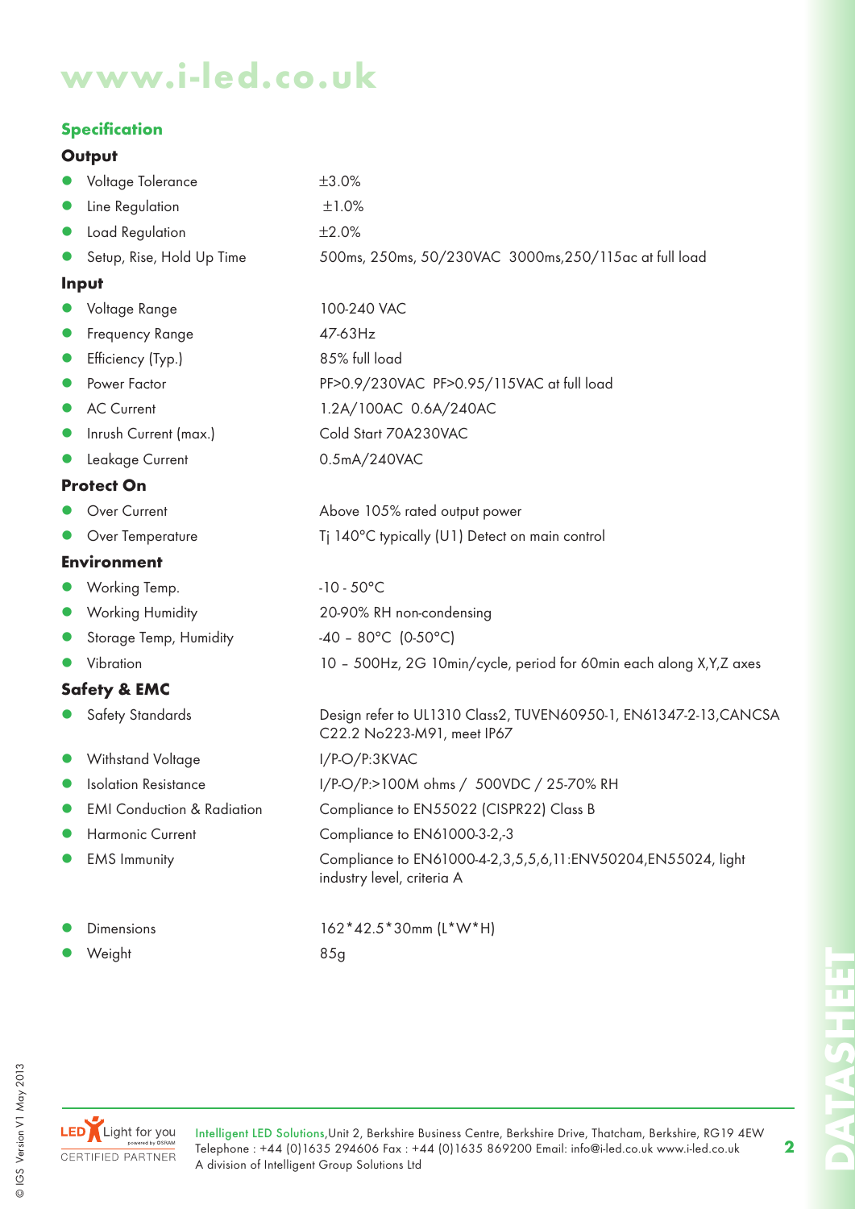# www.i-led.co.uk

## Specification

### Output

| | |
|---|---|
| Voltage Tolerance | ±3.0% |
| Line Regulation | ±1.0% |
| Load Regulation | ±2.0% |
| Setup, Rise, Hold Up Time | 500ms, 250ms, 50/230VAC 3000ms,250/115ac at full load |

### Input

| | |
|---|---|
| Voltage Range | 100-240 VAC |
| Frequency Range | 47-63Hz |
| Efficiency (Typ.) | 85% full load |
| Power Factor | PF>0.9/230VAC PF>0.95/115VAC at full load |
| AC Current | 1.2A/100AC 0.6A/240AC |
| Inrush Current (max.) | Cold Start 70A230VAC |
| Leakage Current | 0.5mA/240VAC |

### Protect On

| | |
|---|---|
| Over Current | Above 105% rated output power |
| Over Temperature | Tj 140°C typically (U1) Detect on main control |

### Environment

| | |
|---|---|
| Working Temp. | -10 - 50°C |
| Working Humidity | 20-90% RH non-condensing |
| Storage Temp, Humidity | -40 – 80°C (0-50°C) |
| Vibration | 10 – 500Hz, 2G 10min/cycle, period for 60min each along X,Y,Z axes |

### Safety & EMC

| | |
|---|---|
| Safety Standards | Design refer to UL1310 Class2, TUVEN60950-1, EN61347-2-13,CANCSA C22.2 No223-M91, meet IP67 |
| Withstand Voltage | I/P-O/P:3KVAC |
| Isolation Resistance | I/P-O/P:>100M ohms / 500VDC / 25-70% RH |
| EMI Conduction & Radiation | Compliance to EN55022 (CISPR22) Class B |
| Harmonic Current | Compliance to EN61000-3-2,-3 |
| EMS Immunity | Compliance to EN61000-4-2,3,5,5,6,11:ENV50204,EN55024, light industry level, criteria A |

| | |
|---|---|
| Dimensions | 162*42.5*30mm (L*W*H) |
| Weight | 85g |

Intelligent LED Solutions,Unit 2, Berkshire Business Centre, Berkshire Drive, Thatcham, Berkshire, RG19 4EW
Telephone : +44 (0)1635 294606 Fax : +44 (0)1635 869200 Email: info@i-led.co.uk www.i-led.co.uk
A division of Intelligent Group Solutions Ltd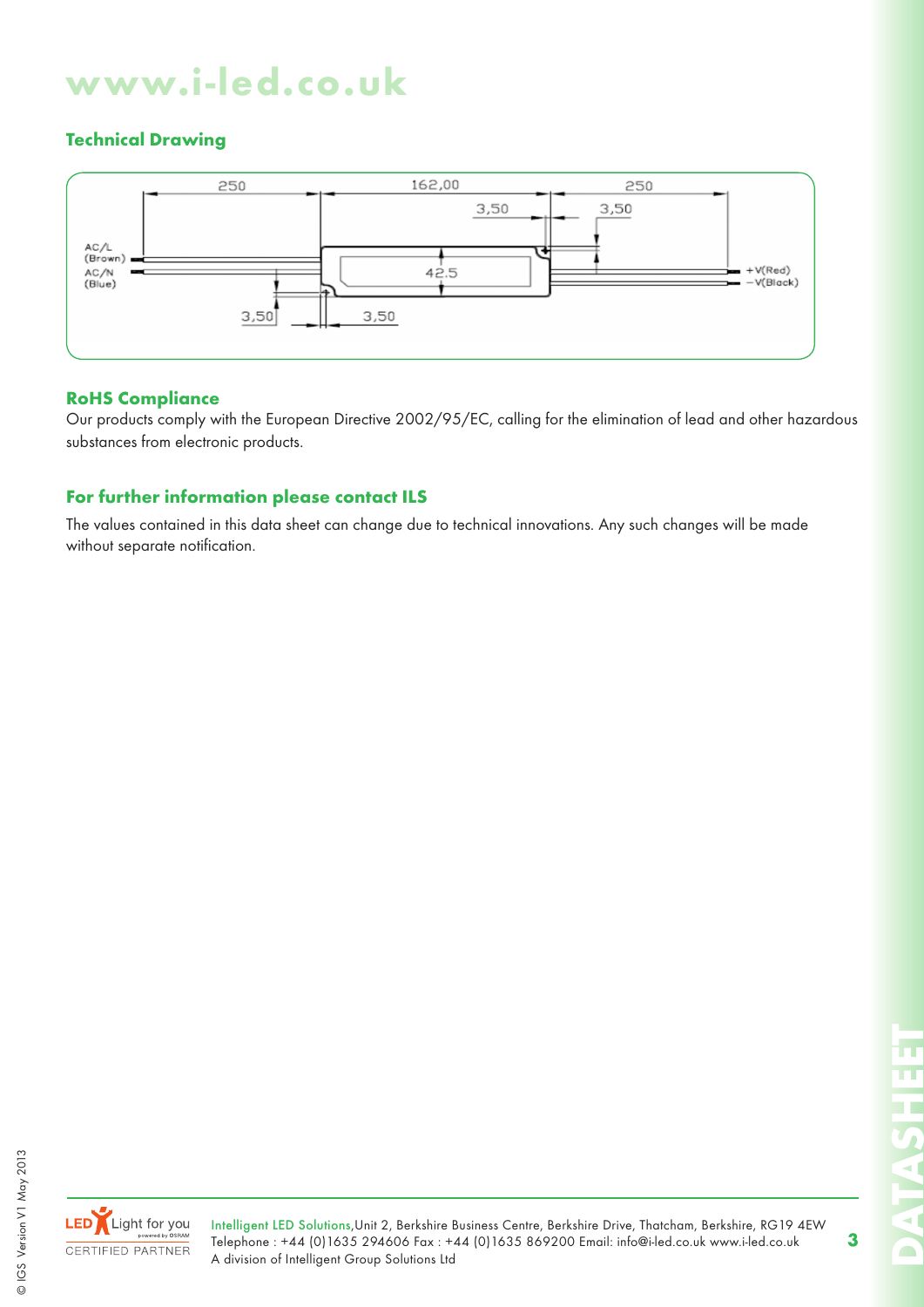# www.i-led.co.uk

## Technical Drawing

250
162,00
250
3,50
3,50
AC/L (Brown)
AC/N (Blue)
42.5
+V(Red)
−V(Black)
3,50
3,50

## RoHS Compliance

Our products comply with the European Directive 2002/95/EC, calling for the elimination of lead and other hazardous substances from electronic products.

## For further information please contact ILS

The values contained in this data sheet can change due to technical innovations. Any such changes will be made without separate notification.

Intelligent LED Solutions, Unit 2, Berkshire Business Centre, Berkshire Drive, Thatcham, Berkshire, RG19 4EW
Telephone : +44 (0)1635 294606 Fax : +44 (0)1635 869200 Email: info@i-led.co.uk www.i-led.co.uk
A division of Intelligent Group Solutions Ltd